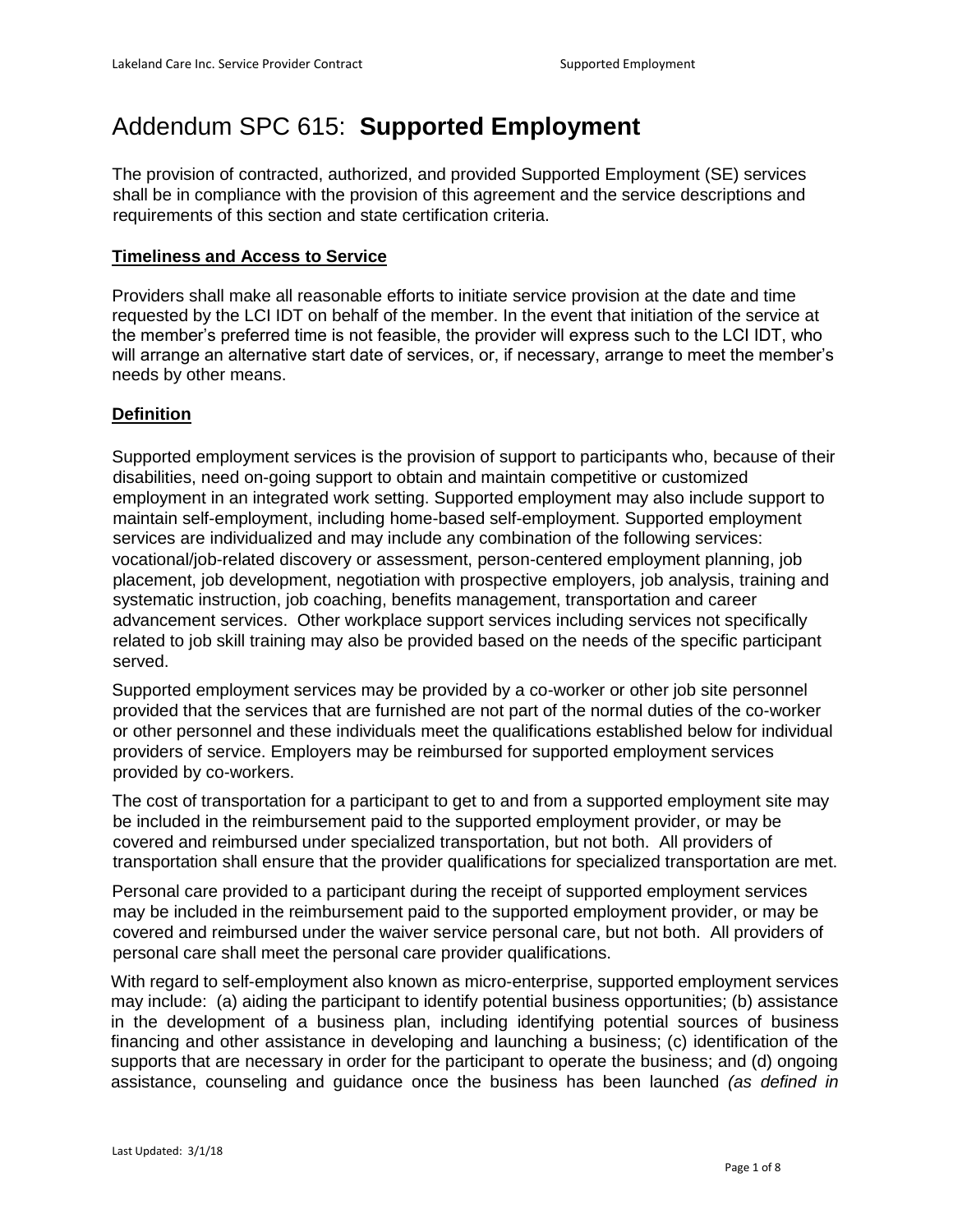# Addendum SPC 615: **Supported Employment**

The provision of contracted, authorized, and provided Supported Employment (SE) services shall be in compliance with the provision of this agreement and the service descriptions and requirements of this section and state certification criteria.

## **Timeliness and Access to Service**

Providers shall make all reasonable efforts to initiate service provision at the date and time requested by the LCI IDT on behalf of the member. In the event that initiation of the service at the member's preferred time is not feasible, the provider will express such to the LCI IDT, who will arrange an alternative start date of services, or, if necessary, arrange to meet the member's needs by other means.

## **Definition**

Supported employment services is the provision of support to participants who, because of their disabilities, need on-going support to obtain and maintain competitive or customized employment in an integrated work setting. Supported employment may also include support to maintain self-employment, including home-based self-employment. Supported employment services are individualized and may include any combination of the following services: vocational/job-related discovery or assessment, person-centered employment planning, job placement, job development, negotiation with prospective employers, job analysis, training and systematic instruction, job coaching, benefits management, transportation and career advancement services. Other workplace support services including services not specifically related to job skill training may also be provided based on the needs of the specific participant served.

Supported employment services may be provided by a co-worker or other job site personnel provided that the services that are furnished are not part of the normal duties of the co-worker or other personnel and these individuals meet the qualifications established below for individual providers of service. Employers may be reimbursed for supported employment services provided by co-workers.

The cost of transportation for a participant to get to and from a supported employment site may be included in the reimbursement paid to the supported employment provider, or may be covered and reimbursed under specialized transportation, but not both. All providers of transportation shall ensure that the provider qualifications for specialized transportation are met.

Personal care provided to a participant during the receipt of supported employment services may be included in the reimbursement paid to the supported employment provider, or may be covered and reimbursed under the waiver service personal care, but not both. All providers of personal care shall meet the personal care provider qualifications.

With regard to self-employment also known as micro-enterprise, supported employment services may include: (a) aiding the participant to identify potential business opportunities; (b) assistance in the development of a business plan, including identifying potential sources of business financing and other assistance in developing and launching a business; (c) identification of the supports that are necessary in order for the participant to operate the business; and (d) ongoing assistance, counseling and guidance once the business has been launched *(as defined in*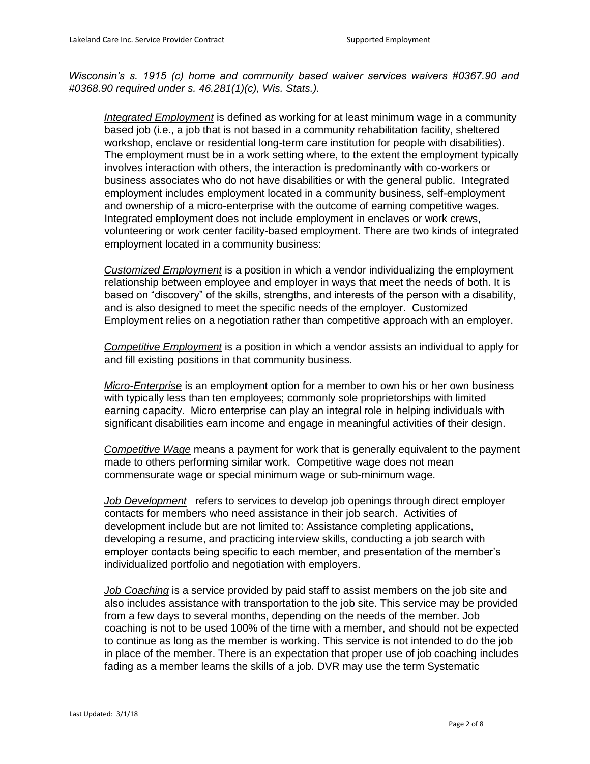*Wisconsin's s. 1915 (c) home and community based waiver services waivers #0367.90 and #0368.90 required under s. 46.281(1)(c), Wis. Stats.).*

*Integrated Employment* is defined as working for at least minimum wage in a community based job (i.e., a job that is not based in a community rehabilitation facility, sheltered workshop, enclave or residential long-term care institution for people with disabilities). The employment must be in a work setting where, to the extent the employment typically involves interaction with others, the interaction is predominantly with co-workers or business associates who do not have disabilities or with the general public. Integrated employment includes employment located in a community business, self-employment and ownership of a micro-enterprise with the outcome of earning competitive wages. Integrated employment does not include employment in enclaves or work crews, volunteering or work center facility-based employment. There are two kinds of integrated employment located in a community business:

*Customized Employment* is a position in which a vendor individualizing the employment relationship between employee and employer in ways that meet the needs of both. It is based on "discovery" of the skills, strengths, and interests of the person with a disability, and is also designed to meet the specific needs of the employer. Customized Employment relies on a negotiation rather than competitive approach with an employer.

*Competitive Employment* is a position in which a vendor assists an individual to apply for and fill existing positions in that community business.

*Micro-Enterprise* is an employment option for a member to own his or her own business with typically less than ten employees; commonly sole proprietorships with limited earning capacity. Micro enterprise can play an integral role in helping individuals with significant disabilities earn income and engage in meaningful activities of their design.

*Competitive Wage* means a payment for work that is generally equivalent to the payment made to others performing similar work. Competitive wage does not mean commensurate wage or special minimum wage or sub-minimum wage.

*Job Development* refers to services to develop job openings through direct employer contacts for members who need assistance in their job search. Activities of development include but are not limited to: Assistance completing applications, developing a resume, and practicing interview skills, conducting a job search with employer contacts being specific to each member, and presentation of the member's individualized portfolio and negotiation with employers.

*Job Coaching* is a service provided by paid staff to assist members on the job site and also includes assistance with transportation to the job site. This service may be provided from a few days to several months, depending on the needs of the member. Job coaching is not to be used 100% of the time with a member, and should not be expected to continue as long as the member is working. This service is not intended to do the job in place of the member. There is an expectation that proper use of job coaching includes fading as a member learns the skills of a job. DVR may use the term Systematic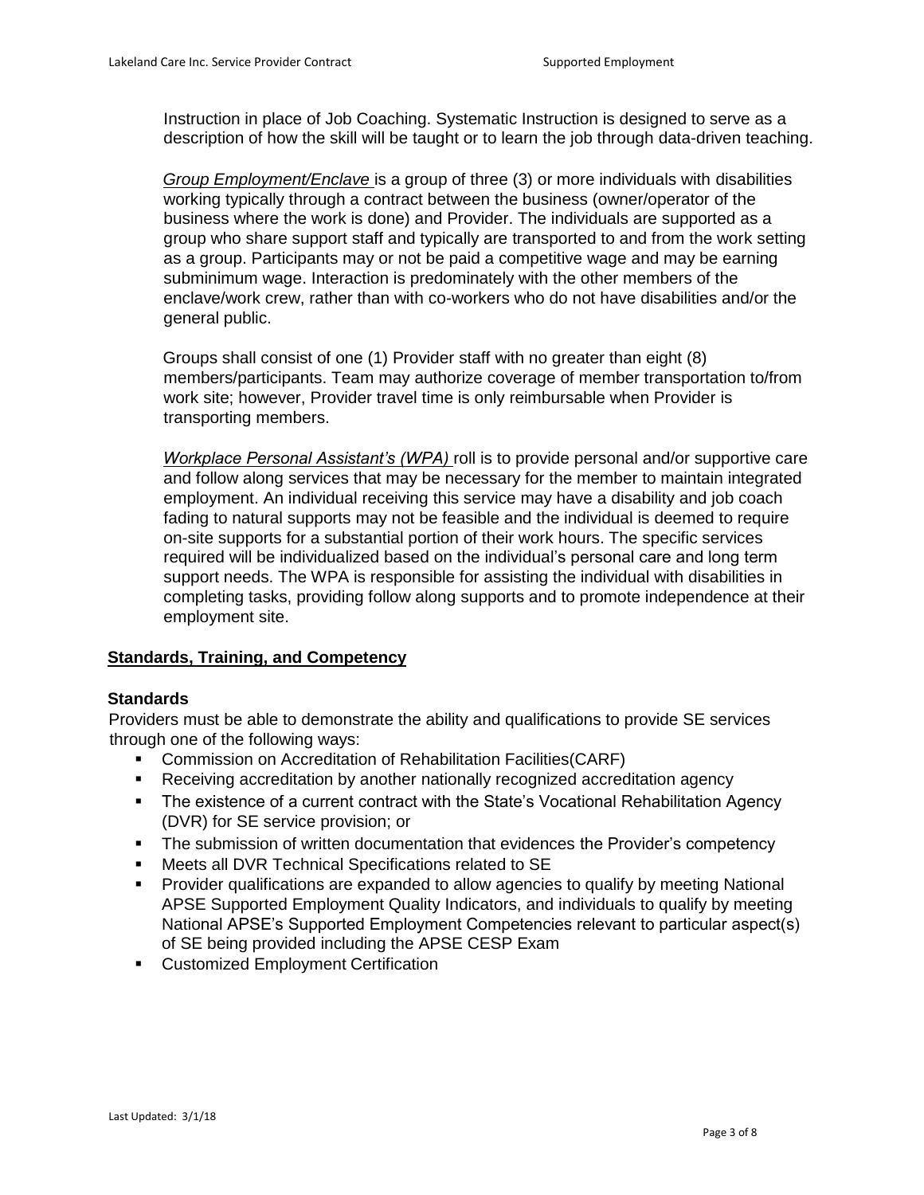Instruction in place of Job Coaching. Systematic Instruction is designed to serve as a description of how the skill will be taught or to learn the job through data-driven teaching.

*Group Employment/Enclave* is a group of three (3) or more individuals with disabilities working typically through a contract between the business (owner/operator of the business where the work is done) and Provider. The individuals are supported as a group who share support staff and typically are transported to and from the work setting as a group. Participants may or not be paid a competitive wage and may be earning subminimum wage. Interaction is predominately with the other members of the enclave/work crew, rather than with co-workers who do not have disabilities and/or the general public.

Groups shall consist of one (1) Provider staff with no greater than eight (8) members/participants. Team may authorize coverage of member transportation to/from work site; however, Provider travel time is only reimbursable when Provider is transporting members.

*Workplace Personal Assistant's (WPA)* roll is to provide personal and/or supportive care and follow along services that may be necessary for the member to maintain integrated employment. An individual receiving this service may have a disability and job coach fading to natural supports may not be feasible and the individual is deemed to require on-site supports for a substantial portion of their work hours. The specific services required will be individualized based on the individual's personal care and long term support needs. The WPA is responsible for assisting the individual with disabilities in completing tasks, providing follow along supports and to promote independence at their employment site.

## Standards, Training, and Competency

### Standards

Providers must be able to demonstrate the ability and qualifications to provide SE services through one of the following ways:

- Commission on Accreditation of Rehabilitation Facilities(CARF)
- Receiving accreditation by another nationally recognized accreditation agency
- The existence of a current contract with the State's Vocational Rehabilitation Agency (DVR) for SE service provision; or
- The submission of written documentation that evidences the Provider's competency
- Meets all DVR Technical Specifications related to SE
- Provider qualifications are expanded to allow agencies to qualify by meeting National APSE Supported Employment Quality Indicators, and individuals to qualify by meeting National APSE's Supported Employment Competencies relevant to particular aspect(s) of SE being provided including the APSE CESP Exam
- Customized Employment Certification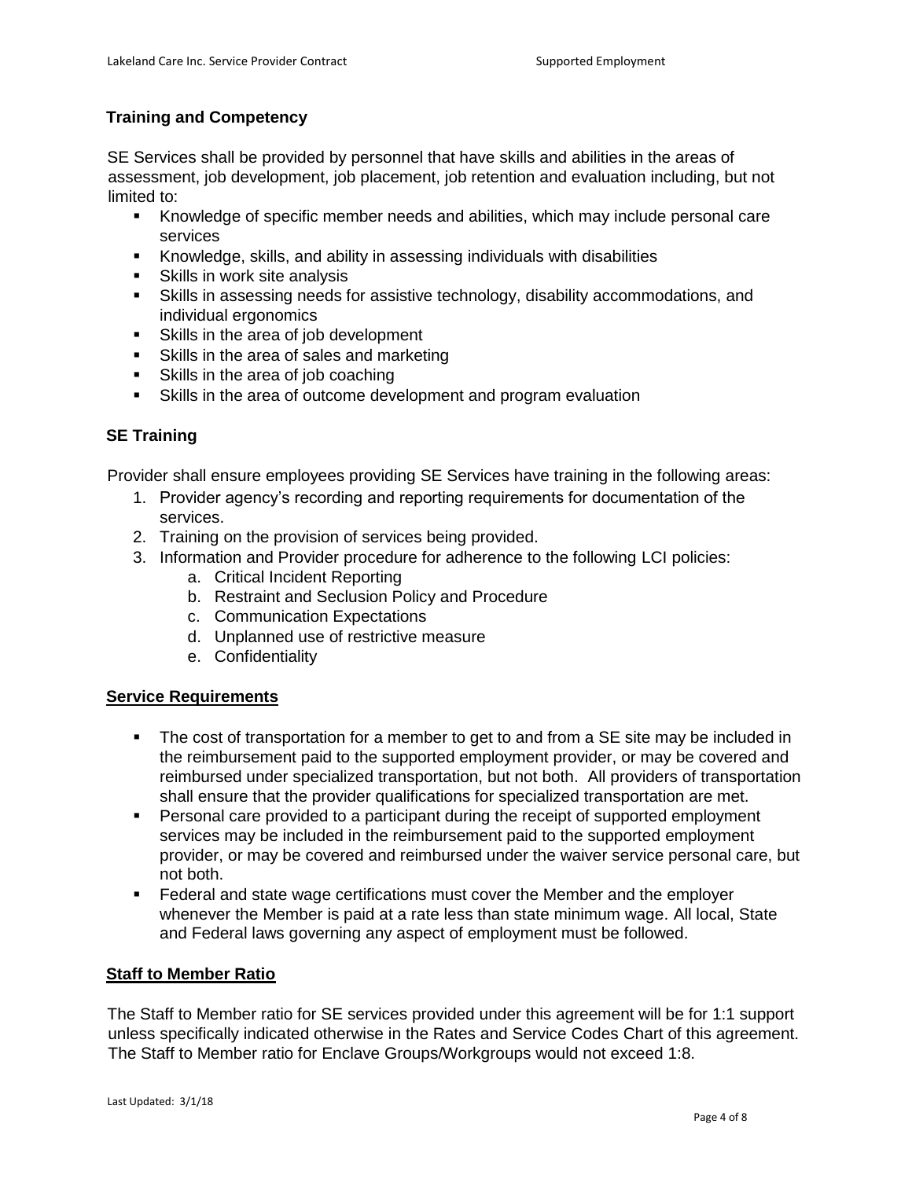### Training and Competency

SE Services shall be provided by personnel that have skills and abilities in the areas of assessment, job development, job placement, job retention and evaluation including, but not limited to:

- Knowledge of specific member needs and abilities, which may include personal care services
- Knowledge, skills, and ability in assessing individuals with disabilities
- Skills in work site analysis
- Skills in assessing needs for assistive technology, disability accommodations, and individual ergonomics
- Skills in the area of job development
- Skills in the area of sales and marketing
- Skills in the area of job coaching
- Skills in the area of outcome development and program evaluation

### SE Training

Provider shall ensure employees providing SE Services have training in the following areas:

1. Provider agency's recording and reporting requirements for documentation of the services.
2. Training on the provision of services being provided.
3. Information and Provider procedure for adherence to the following LCI policies:
    a. Critical Incident Reporting
    b. Restraint and Seclusion Policy and Procedure
    c. Communication Expectations
    d. Unplanned use of restrictive measure
    e. Confidentiality

### Service Requirements

- The cost of transportation for a member to get to and from a SE site may be included in the reimbursement paid to the supported employment provider, or may be covered and reimbursed under specialized transportation, but not both. All providers of transportation shall ensure that the provider qualifications for specialized transportation are met.
- Personal care provided to a participant during the receipt of supported employment services may be included in the reimbursement paid to the supported employment provider, or may be covered and reimbursed under the waiver service personal care, but not both.
- Federal and state wage certifications must cover the Member and the employer whenever the Member is paid at a rate less than state minimum wage. All local, State and Federal laws governing any aspect of employment must be followed.

### Staff to Member Ratio

The Staff to Member ratio for SE services provided under this agreement will be for 1:1 support unless specifically indicated otherwise in the Rates and Service Codes Chart of this agreement. The Staff to Member ratio for Enclave Groups/Workgroups would not exceed 1:8.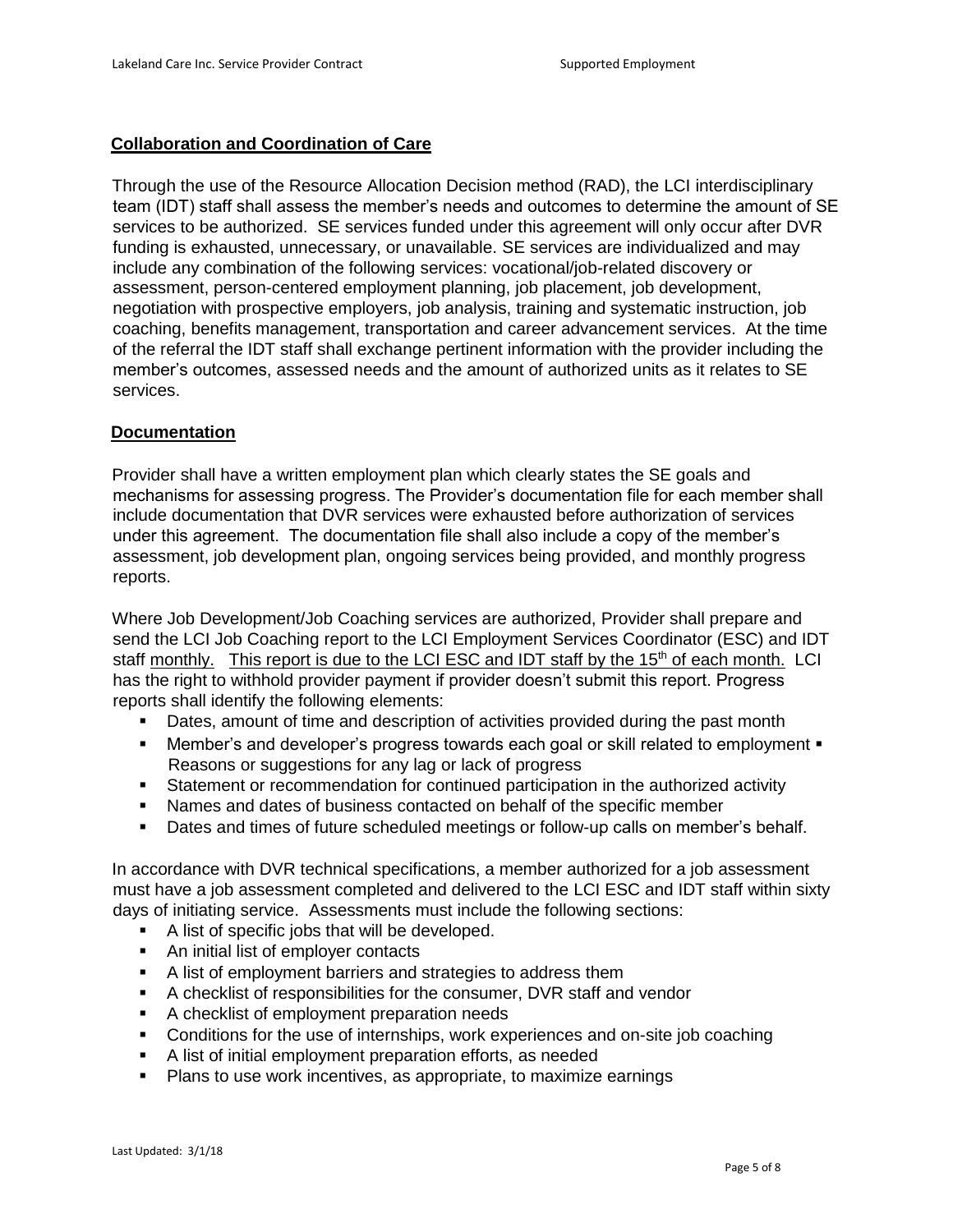## Collaboration and Coordination of Care

Through the use of the Resource Allocation Decision method (RAD), the LCI interdisciplinary team (IDT) staff shall assess the member's needs and outcomes to determine the amount of SE services to be authorized. SE services funded under this agreement will only occur after DVR funding is exhausted, unnecessary, or unavailable. SE services are individualized and may include any combination of the following services: vocational/job-related discovery or assessment, person-centered employment planning, job placement, job development, negotiation with prospective employers, job analysis, training and systematic instruction, job coaching, benefits management, transportation and career advancement services. At the time of the referral the IDT staff shall exchange pertinent information with the provider including the member's outcomes, assessed needs and the amount of authorized units as it relates to SE services.

## Documentation

Provider shall have a written employment plan which clearly states the SE goals and mechanisms for assessing progress. The Provider's documentation file for each member shall include documentation that DVR services were exhausted before authorization of services under this agreement. The documentation file shall also include a copy of the member's assessment, job development plan, ongoing services being provided, and monthly progress reports.

Where Job Development/Job Coaching services are authorized, Provider shall prepare and send the LCI Job Coaching report to the LCI Employment Services Coordinator (ESC) and IDT staff monthly. This report is due to the LCI ESC and IDT staff by the 15th of each month. LCI has the right to withhold provider payment if provider doesn't submit this report. Progress reports shall identify the following elements:

- Dates, amount of time and description of activities provided during the past month
- Member's and developer's progress towards each goal or skill related to employment
- Reasons or suggestions for any lag or lack of progress
- Statement or recommendation for continued participation in the authorized activity
- Names and dates of business contacted on behalf of the specific member
- Dates and times of future scheduled meetings or follow-up calls on member's behalf.

In accordance with DVR technical specifications, a member authorized for a job assessment must have a job assessment completed and delivered to the LCI ESC and IDT staff within sixty days of initiating service. Assessments must include the following sections:

- A list of specific jobs that will be developed.
- An initial list of employer contacts
- A list of employment barriers and strategies to address them
- A checklist of responsibilities for the consumer, DVR staff and vendor
- A checklist of employment preparation needs
- Conditions for the use of internships, work experiences and on-site job coaching
- A list of initial employment preparation efforts, as needed
- Plans to use work incentives, as appropriate, to maximize earnings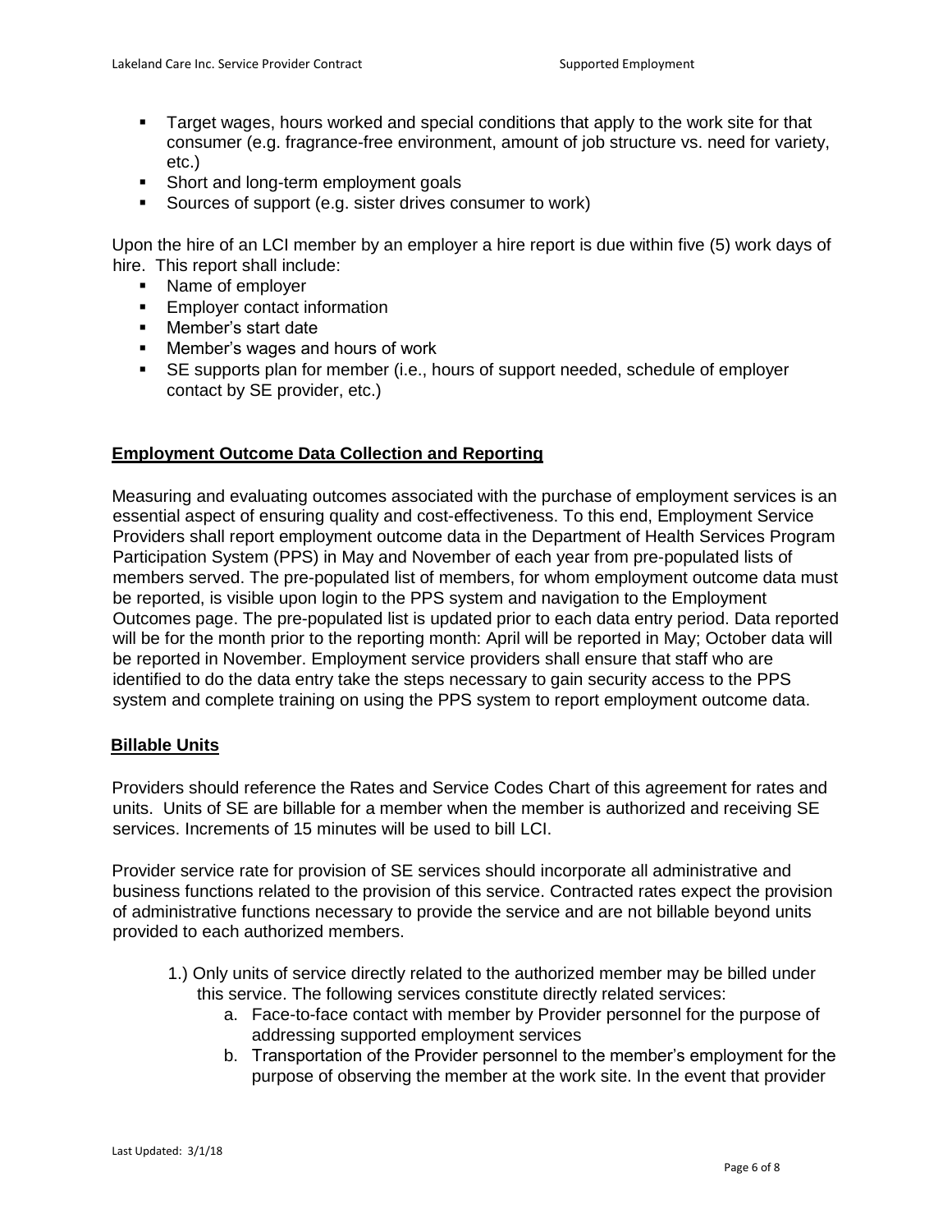- Target wages, hours worked and special conditions that apply to the work site for that consumer (e.g. fragrance-free environment, amount of job structure vs. need for variety, etc.)
- Short and long-term employment goals
- Sources of support (e.g. sister drives consumer to work)

Upon the hire of an LCI member by an employer a hire report is due within five (5) work days of hire. This report shall include:

- Name of employer
- Employer contact information
- Member's start date
- Member's wages and hours of work
- SE supports plan for member (i.e., hours of support needed, schedule of employer contact by SE provider, etc.)

## Employment Outcome Data Collection and Reporting

Measuring and evaluating outcomes associated with the purchase of employment services is an essential aspect of ensuring quality and cost-effectiveness. To this end, Employment Service Providers shall report employment outcome data in the Department of Health Services Program Participation System (PPS) in May and November of each year from pre-populated lists of members served. The pre-populated list of members, for whom employment outcome data must be reported, is visible upon login to the PPS system and navigation to the Employment Outcomes page. The pre-populated list is updated prior to each data entry period. Data reported will be for the month prior to the reporting month: April will be reported in May; October data will be reported in November. Employment service providers shall ensure that staff who are identified to do the data entry take the steps necessary to gain security access to the PPS system and complete training on using the PPS system to report employment outcome data.

## Billable Units

Providers should reference the Rates and Service Codes Chart of this agreement for rates and units. Units of SE are billable for a member when the member is authorized and receiving SE services. Increments of 15 minutes will be used to bill LCI.

Provider service rate for provision of SE services should incorporate all administrative and business functions related to the provision of this service. Contracted rates expect the provision of administrative functions necessary to provide the service and are not billable beyond units provided to each authorized members.

1.) Only units of service directly related to the authorized member may be billed under this service. The following services constitute directly related services:
   a. Face-to-face contact with member by Provider personnel for the purpose of addressing supported employment services
   b. Transportation of the Provider personnel to the member's employment for the purpose of observing the member at the work site. In the event that provider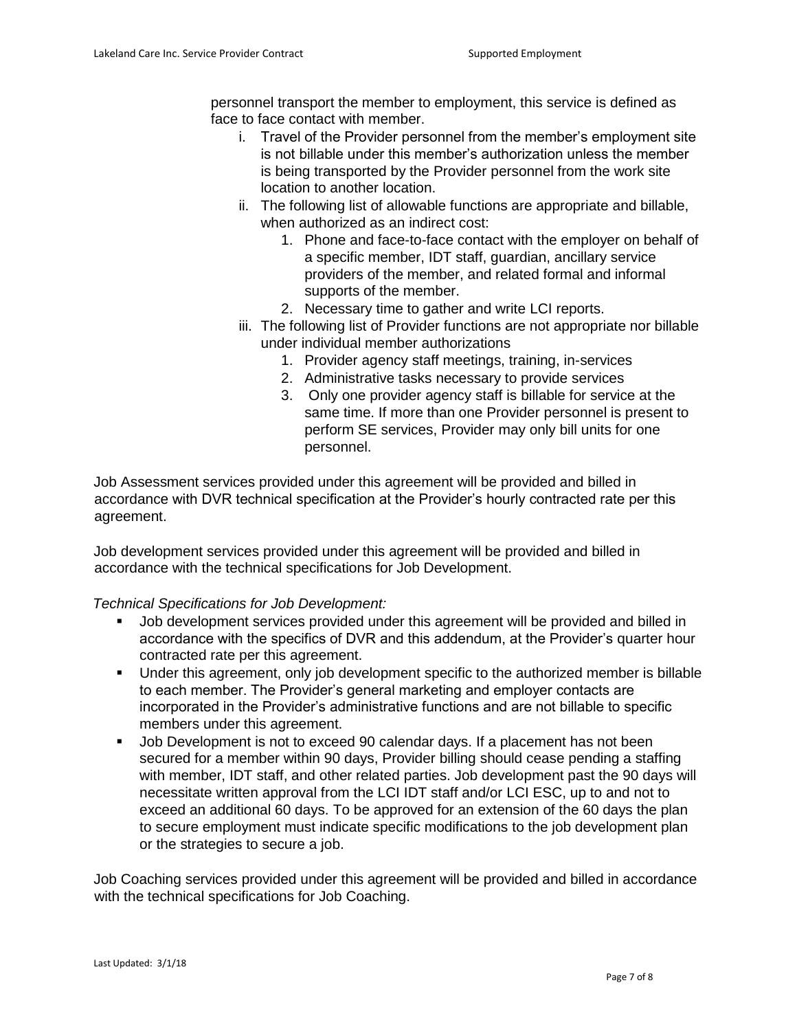personnel transport the member to employment, this service is defined as face to face contact with member.

i. Travel of the Provider personnel from the member's employment site is not billable under this member's authorization unless the member is being transported by the Provider personnel from the work site location to another location.
ii. The following list of allowable functions are appropriate and billable, when authorized as an indirect cost:
    1. Phone and face-to-face contact with the employer on behalf of a specific member, IDT staff, guardian, ancillary service providers of the member, and related formal and informal supports of the member.
    2. Necessary time to gather and write LCI reports.
iii. The following list of Provider functions are not appropriate nor billable under individual member authorizations
    1. Provider agency staff meetings, training, in-services
    2. Administrative tasks necessary to provide services
    3. Only one provider agency staff is billable for service at the same time. If more than one Provider personnel is present to perform SE services, Provider may only bill units for one personnel.

Job Assessment services provided under this agreement will be provided and billed in accordance with DVR technical specification at the Provider's hourly contracted rate per this agreement.

Job development services provided under this agreement will be provided and billed in accordance with the technical specifications for Job Development.

*Technical Specifications for Job Development:*

- Job development services provided under this agreement will be provided and billed in accordance with the specifics of DVR and this addendum, at the Provider's quarter hour contracted rate per this agreement.
- Under this agreement, only job development specific to the authorized member is billable to each member. The Provider's general marketing and employer contacts are incorporated in the Provider's administrative functions and are not billable to specific members under this agreement.
- Job Development is not to exceed 90 calendar days. If a placement has not been secured for a member within 90 days, Provider billing should cease pending a staffing with member, IDT staff, and other related parties. Job development past the 90 days will necessitate written approval from the LCI IDT staff and/or LCI ESC, up to and not to exceed an additional 60 days. To be approved for an extension of the 60 days the plan to secure employment must indicate specific modifications to the job development plan or the strategies to secure a job.

Job Coaching services provided under this agreement will be provided and billed in accordance with the technical specifications for Job Coaching.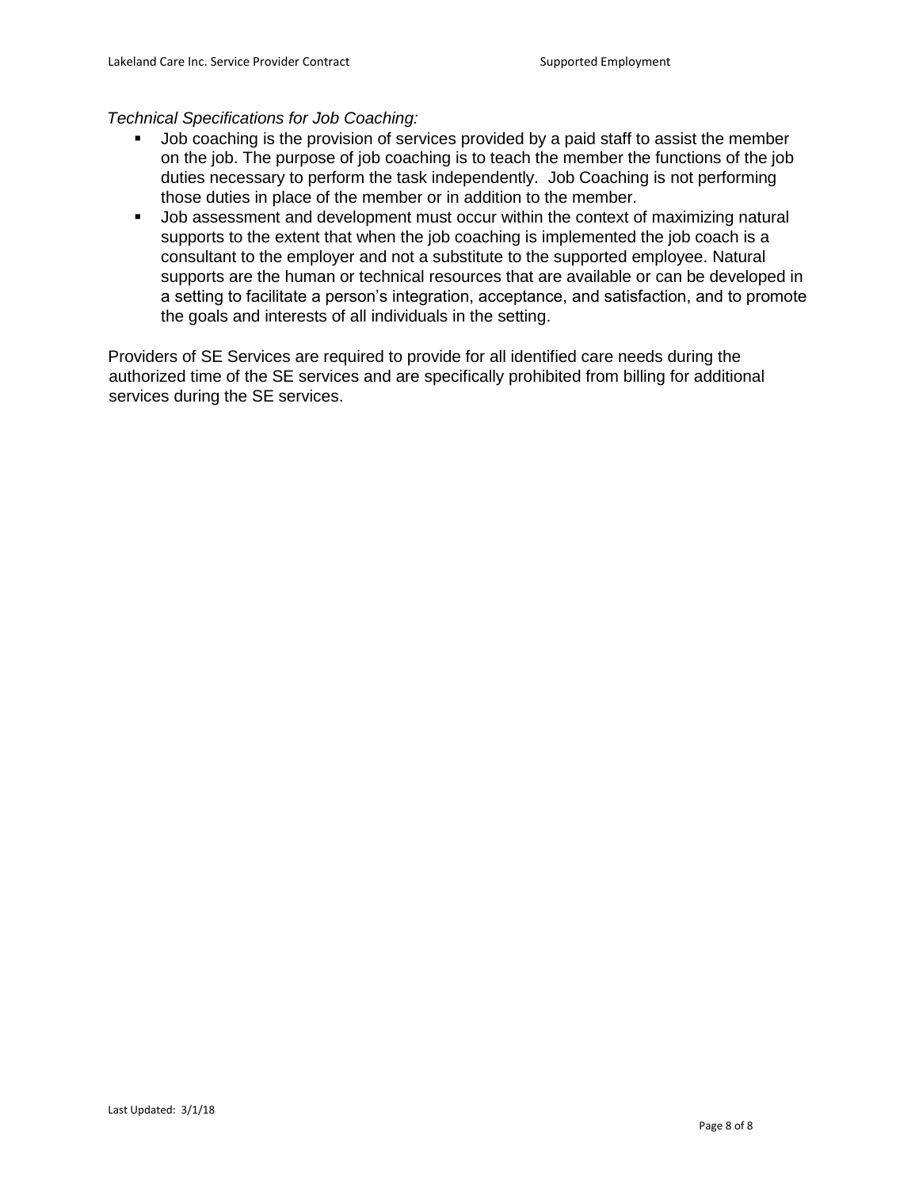*Technical Specifications for Job Coaching:*

- Job coaching is the provision of services provided by a paid staff to assist the member on the job. The purpose of job coaching is to teach the member the functions of the job duties necessary to perform the task independently. Job Coaching is not performing those duties in place of the member or in addition to the member.
- Job assessment and development must occur within the context of maximizing natural supports to the extent that when the job coaching is implemented the job coach is a consultant to the employer and not a substitute to the supported employee. Natural supports are the human or technical resources that are available or can be developed in a setting to facilitate a person's integration, acceptance, and satisfaction, and to promote the goals and interests of all individuals in the setting.

Providers of SE Services are required to provide for all identified care needs during the authorized time of the SE services and are specifically prohibited from billing for additional services during the SE services.

Last Updated: 3/1/18